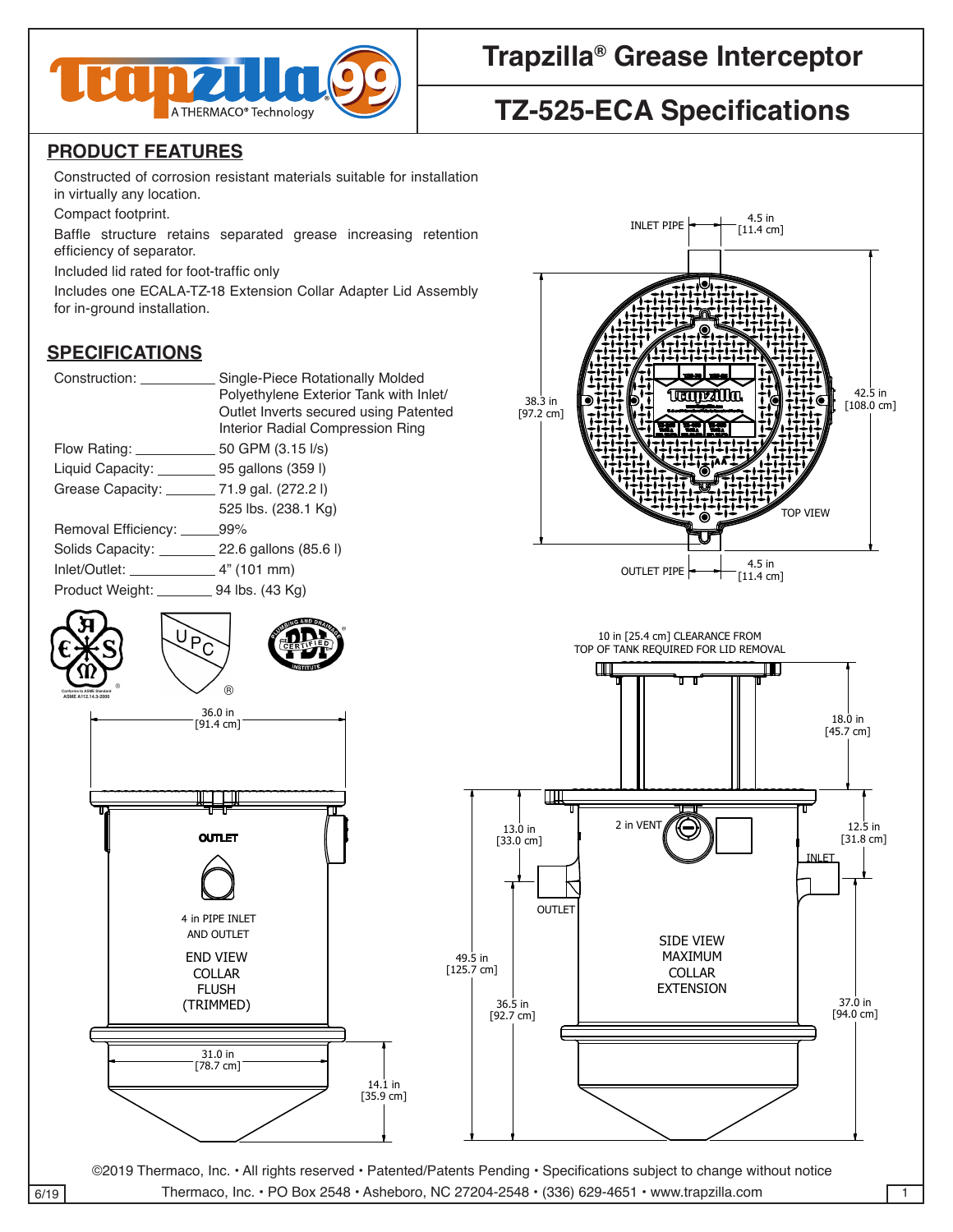# Trapzilla® Grease Interceptor

## TZ-525-ECA Specifications

## PRODUCT FEATURES

Constructed of corrosion resistant materials suitable for installation in virtually any location.

Compact footprint.

Baffle structure retains separated grease increasing retention efficiency of separator.

Included lid rated for foot-traffic only

Includes one ECALA-TZ-18 Extension Collar Adapter Lid Assembly for in-ground installation.

## SPECIFICATIONS

| | |
|---|---|
| Construction: | Single-Piece Rotationally Molded Polyethylene Exterior Tank with Inlet/ Outlet Inverts secured using Patented Interior Radial Compression Ring |
| Flow Rating: | 50 GPM (3.15 l/s) |
| Liquid Capacity: | 95 gallons (359 l) |
| Grease Capacity: | 71.9 gal. (272.2 l) 525 lbs. (238.1 Kg) |
| Removal Efficiency: | 99% |
| Solids Capacity: | 22.6 gallons (85.6 l) |
| Inlet/Outlet: | 4" (101 mm) |
| Product Weight: | 94 lbs. (43 Kg) |

INLET PIPE
4.5 in [11.4 cm]
38.3 in [97.2 cm]
42.5 in [108.0 cm]
TOP VIEW
OUTLET PIPE
4.5 in [11.4 cm]

36.0 in [91.4 cm]
OUTLET
4 in PIPE INLET AND OUTLET
END VIEW
COLLAR
FLUSH
(TRIMMED)
31.0 in [78.7 cm]
14.1 in [35.9 cm]

10 in [25.4 cm] CLEARANCE FROM TOP OF TANK REQUIRED FOR LID REMOVAL
18.0 in [45.7 cm]
2 in VENT
13.0 in [33.0 cm]
12.5 in [31.8 cm]
INLET
OUTLET
49.5 in [125.7 cm]
SIDE VIEW
MAXIMUM
COLLAR
EXTENSION
36.5 in [92.7 cm]
37.0 in [94.0 cm]

©2019 Thermaco, Inc. • All rights reserved • Patented/Patents Pending • Specifications subject to change without notice

Thermaco, Inc. • PO Box 2548 • Asheboro, NC 27204-2548 • (336) 629-4651 • www.trapzilla.com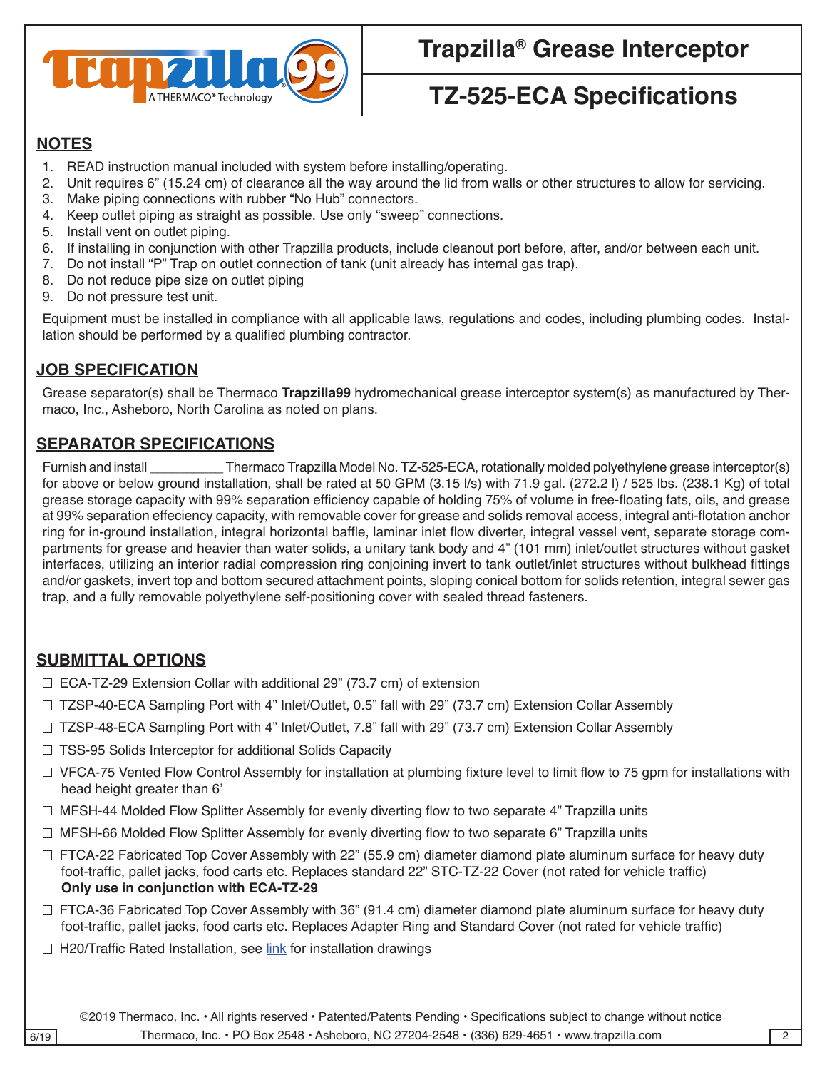# Trapzilla® Grease Interceptor

# TZ-525-ECA Specifications

## NOTES

1. READ instruction manual included with system before installing/operating.
2. Unit requires 6" (15.24 cm) of clearance all the way around the lid from walls or other structures to allow for servicing.
3. Make piping connections with rubber "No Hub" connectors.
4. Keep outlet piping as straight as possible. Use only "sweep" connections.
5. Install vent on outlet piping.
6. If installing in conjunction with other Trapzilla products, include cleanout port before, after, and/or between each unit.
7. Do not install "P" Trap on outlet connection of tank (unit already has internal gas trap).
8. Do not reduce pipe size on outlet piping
9. Do not pressure test unit.

Equipment must be installed in compliance with all applicable laws, regulations and codes, including plumbing codes. Installation should be performed by a qualified plumbing contractor.

## JOB SPECIFICATION

Grease separator(s) shall be Thermaco **Trapzilla99** hydromechanical grease interceptor system(s) as manufactured by Thermaco, Inc., Asheboro, North Carolina as noted on plans.

## SEPARATOR SPECIFICATIONS

Furnish and install __________ Thermaco Trapzilla Model No. TZ-525-ECA, rotationally molded polyethylene grease interceptor(s) for above or below ground installation, shall be rated at 50 GPM (3.15 l/s) with 71.9 gal. (272.2 l) / 525 lbs. (238.1 Kg) of total grease storage capacity with 99% separation efficiency capable of holding 75% of volume in free-floating fats, oils, and grease at 99% separation effeciency capacity, with removable cover for grease and solids removal access, integral anti-flotation anchor ring for in-ground installation, integral horizontal baffle, laminar inlet flow diverter, integral vessel vent, separate storage compartments for grease and heavier than water solids, a unitary tank body and 4" (101 mm) inlet/outlet structures without gasket interfaces, utilizing an interior radial compression ring conjoining invert to tank outlet/inlet structures without bulkhead fittings and/or gaskets, invert top and bottom secured attachment points, sloping conical bottom for solids retention, integral sewer gas trap, and a fully removable polyethylene self-positioning cover with sealed thread fasteners.

## SUBMITTAL OPTIONS

- ☐ ECA-TZ-29 Extension Collar with additional 29" (73.7 cm) of extension
- ☐ TZSP-40-ECA Sampling Port with 4" Inlet/Outlet, 0.5" fall with 29" (73.7 cm) Extension Collar Assembly
- ☐ TZSP-48-ECA Sampling Port with 4" Inlet/Outlet, 7.8" fall with 29" (73.7 cm) Extension Collar Assembly
- ☐ TSS-95 Solids Interceptor for additional Solids Capacity
- ☐ VFCA-75 Vented Flow Control Assembly for installation at plumbing fixture level to limit flow to 75 gpm for installations with head height greater than 6'
- ☐ MFSH-44 Molded Flow Splitter Assembly for evenly diverting flow to two separate 4" Trapzilla units
- ☐ MFSH-66 Molded Flow Splitter Assembly for evenly diverting flow to two separate 6" Trapzilla units
- ☐ FTCA-22 Fabricated Top Cover Assembly with 22" (55.9 cm) diameter diamond plate aluminum surface for heavy duty foot-traffic, pallet jacks, food carts etc. Replaces standard 22" STC-TZ-22 Cover (not rated for vehicle traffic) **Only use in conjunction with ECA-TZ-29**
- ☐ FTCA-36 Fabricated Top Cover Assembly with 36" (91.4 cm) diameter diamond plate aluminum surface for heavy duty foot-traffic, pallet jacks, food carts etc. Replaces Adapter Ring and Standard Cover (not rated for vehicle traffic)
- ☐ H20/Traffic Rated Installation, see link for installation drawings

©2019 Thermaco, Inc. • All rights reserved • Patented/Patents Pending • Specifications subject to change without notice

Thermaco, Inc. • PO Box 2548 • Asheboro, NC 27204-2548 • (336) 629-4651 • www.trapzilla.com